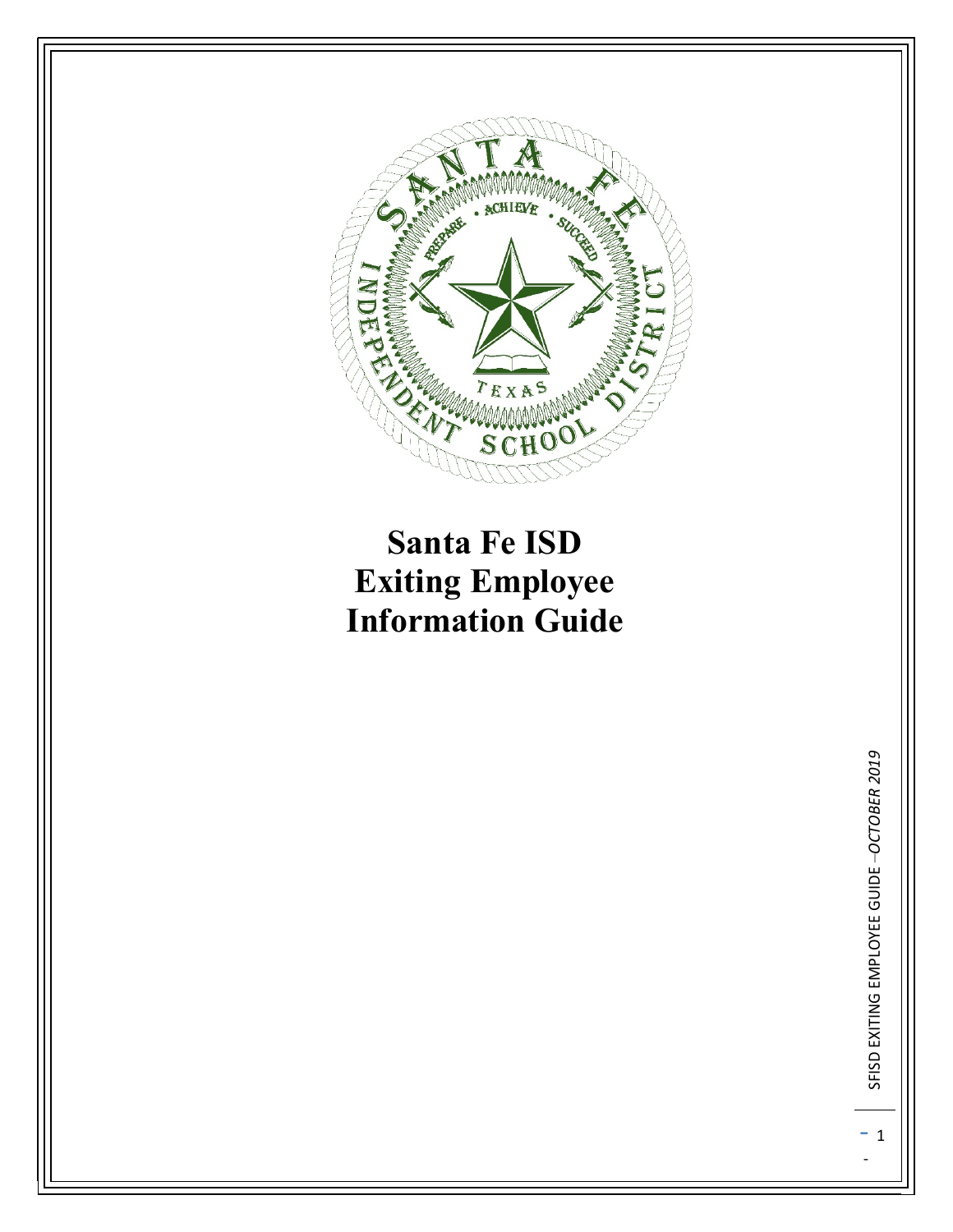# Santa Fe ISD
# Exiting Employee
# Information Guide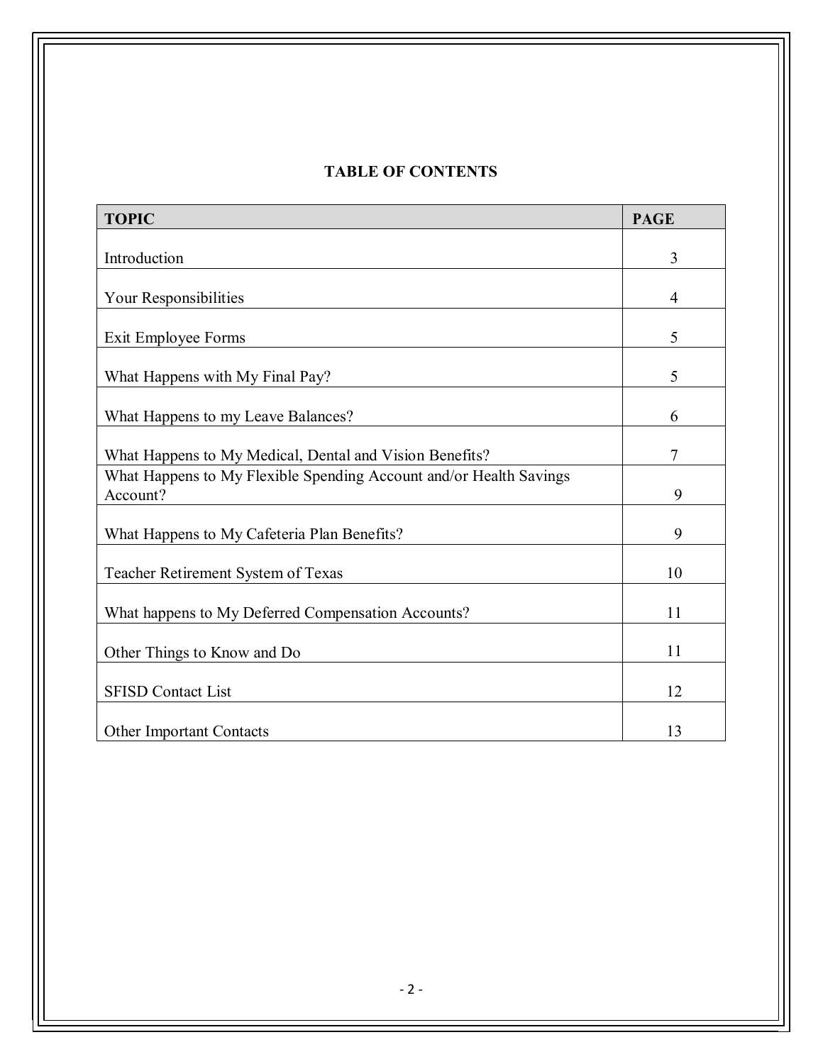# TABLE OF CONTENTS

| TOPIC | PAGE |
|---|---|
| Introduction | 3 |
| Your Responsibilities | 4 |
| Exit Employee Forms | 5 |
| What Happens with My Final Pay? | 5 |
| What Happens to my Leave Balances? | 6 |
| What Happens to My Medical, Dental and Vision Benefits? | 7 |
| What Happens to My Flexible Spending Account and/or Health Savings Account? | 9 |
| What Happens to My Cafeteria Plan Benefits? | 9 |
| Teacher Retirement System of Texas | 10 |
| What happens to My Deferred Compensation Accounts? | 11 |
| Other Things to Know and Do | 11 |
| SFISD Contact List | 12 |
| Other Important Contacts | 13 |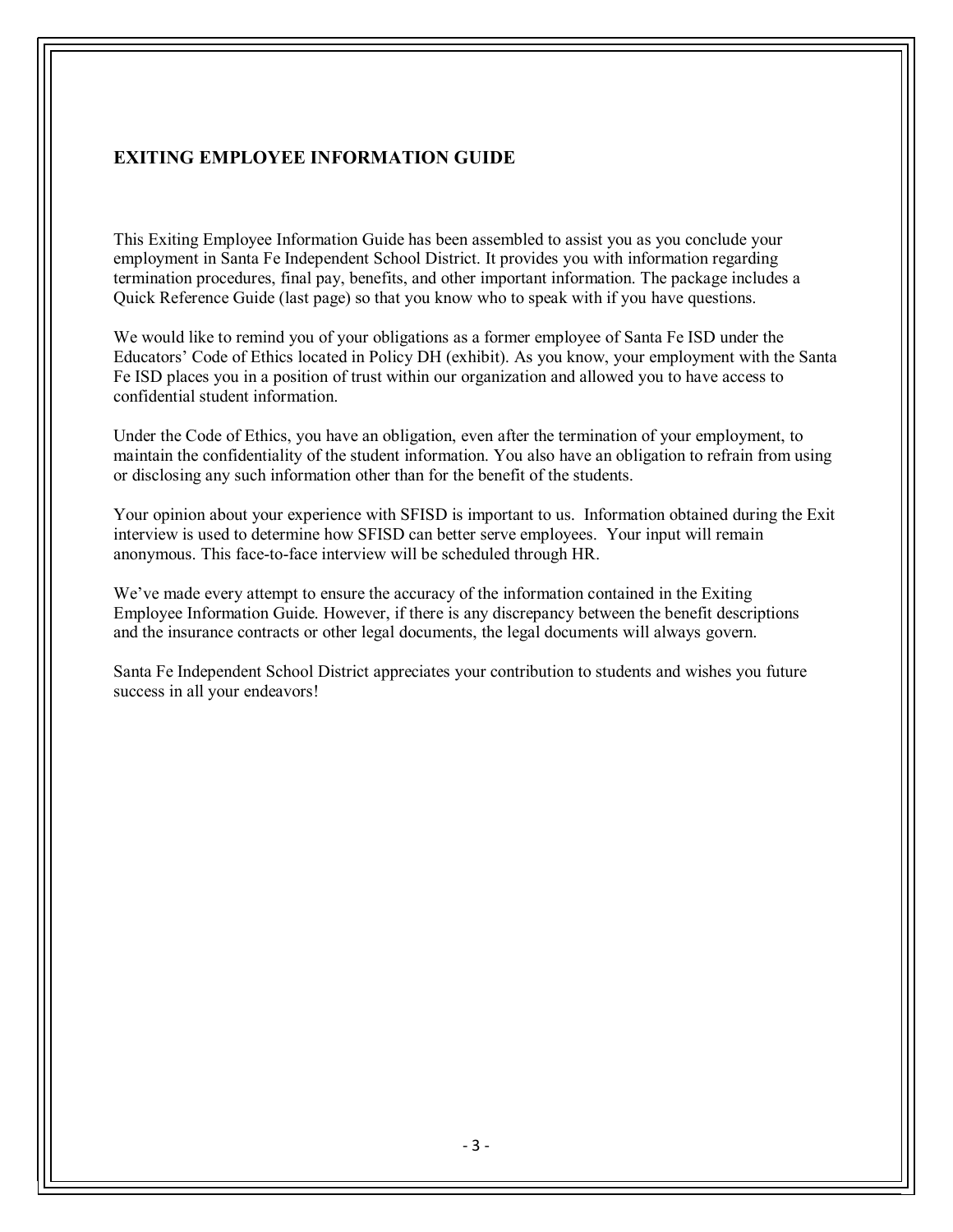## EXITING EMPLOYEE INFORMATION GUIDE

This Exiting Employee Information Guide has been assembled to assist you as you conclude your employment in Santa Fe Independent School District. It provides you with information regarding termination procedures, final pay, benefits, and other important information. The package includes a Quick Reference Guide (last page) so that you know who to speak with if you have questions.

We would like to remind you of your obligations as a former employee of Santa Fe ISD under the Educators' Code of Ethics located in Policy DH (exhibit). As you know, your employment with the Santa Fe ISD places you in a position of trust within our organization and allowed you to have access to confidential student information.

Under the Code of Ethics, you have an obligation, even after the termination of your employment, to maintain the confidentiality of the student information. You also have an obligation to refrain from using or disclosing any such information other than for the benefit of the students.

Your opinion about your experience with SFISD is important to us. Information obtained during the Exit interview is used to determine how SFISD can better serve employees. Your input will remain anonymous. This face-to-face interview will be scheduled through HR.

We've made every attempt to ensure the accuracy of the information contained in the Exiting Employee Information Guide. However, if there is any discrepancy between the benefit descriptions and the insurance contracts or other legal documents, the legal documents will always govern.

Santa Fe Independent School District appreciates your contribution to students and wishes you future success in all your endeavors!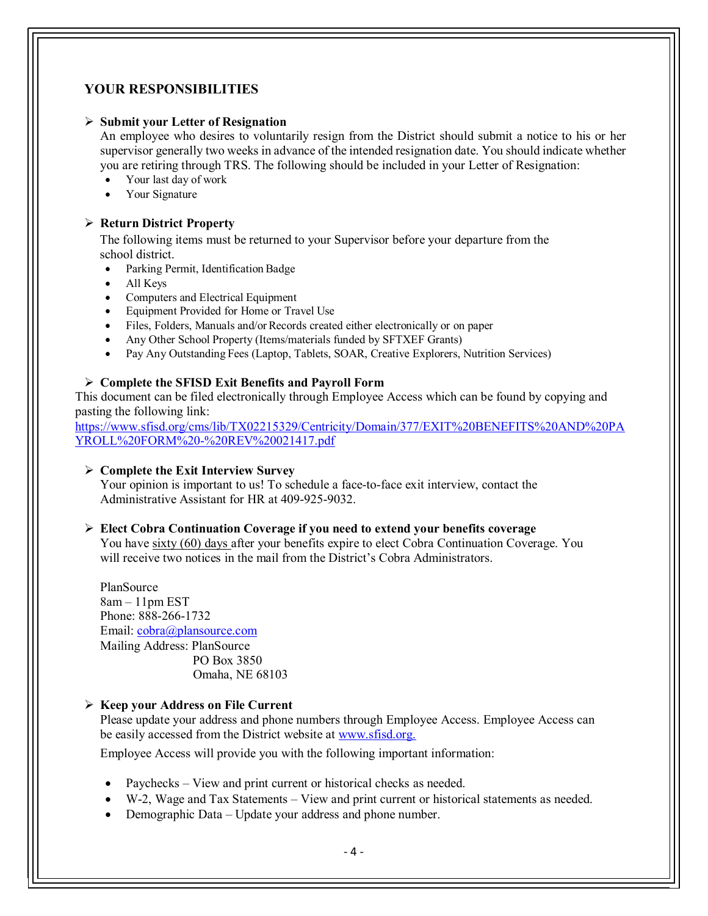## YOUR RESPONSIBILITIES

- **Submit your Letter of Resignation**

  An employee who desires to voluntarily resign from the District should submit a notice to his or her supervisor generally two weeks in advance of the intended resignation date. You should indicate whether you are retiring through TRS. The following should be included in your Letter of Resignation:
  - Your last day of work
  - Your Signature

- **Return District Property**

  The following items must be returned to your Supervisor before your departure from the school district.
  - Parking Permit, Identification Badge
  - All Keys
  - Computers and Electrical Equipment
  - Equipment Provided for Home or Travel Use
  - Files, Folders, Manuals and/or Records created either electronically or on paper
  - Any Other School Property (Items/materials funded by SFTXEF Grants)
  - Pay Any Outstanding Fees (Laptop, Tablets, SOAR, Creative Explorers, Nutrition Services)

- **Complete the SFISD Exit Benefits and Payroll Form**

This document can be filed electronically through Employee Access which can be found by copying and pasting the following link:
https://www.sfisd.org/cms/lib/TX02215329/Centricity/Domain/377/EXIT%20BENEFITS%20AND%20PAYROLL%20FORM%20-%20REV%20021417.pdf

- **Complete the Exit Interview Survey**

  Your opinion is important to us! To schedule a face-to-face exit interview, contact the Administrative Assistant for HR at 409-925-9032.

- **Elect Cobra Continuation Coverage if you need to extend your benefits coverage**

  You have sixty (60) days after your benefits expire to elect Cobra Continuation Coverage. You will receive two notices in the mail from the District's Cobra Administrators.

  PlanSource
  8am – 11pm EST
  Phone: 888-266-1732
  Email: cobra@plansource.com
  Mailing Address: PlanSource
  PO Box 3850
  Omaha, NE 68103

- **Keep your Address on File Current**

  Please update your address and phone numbers through Employee Access. Employee Access can be easily accessed from the District website at www.sfisd.org.

  Employee Access will provide you with the following important information:

  - Paychecks – View and print current or historical checks as needed.
  - W-2, Wage and Tax Statements – View and print current or historical statements as needed.
  - Demographic Data – Update your address and phone number.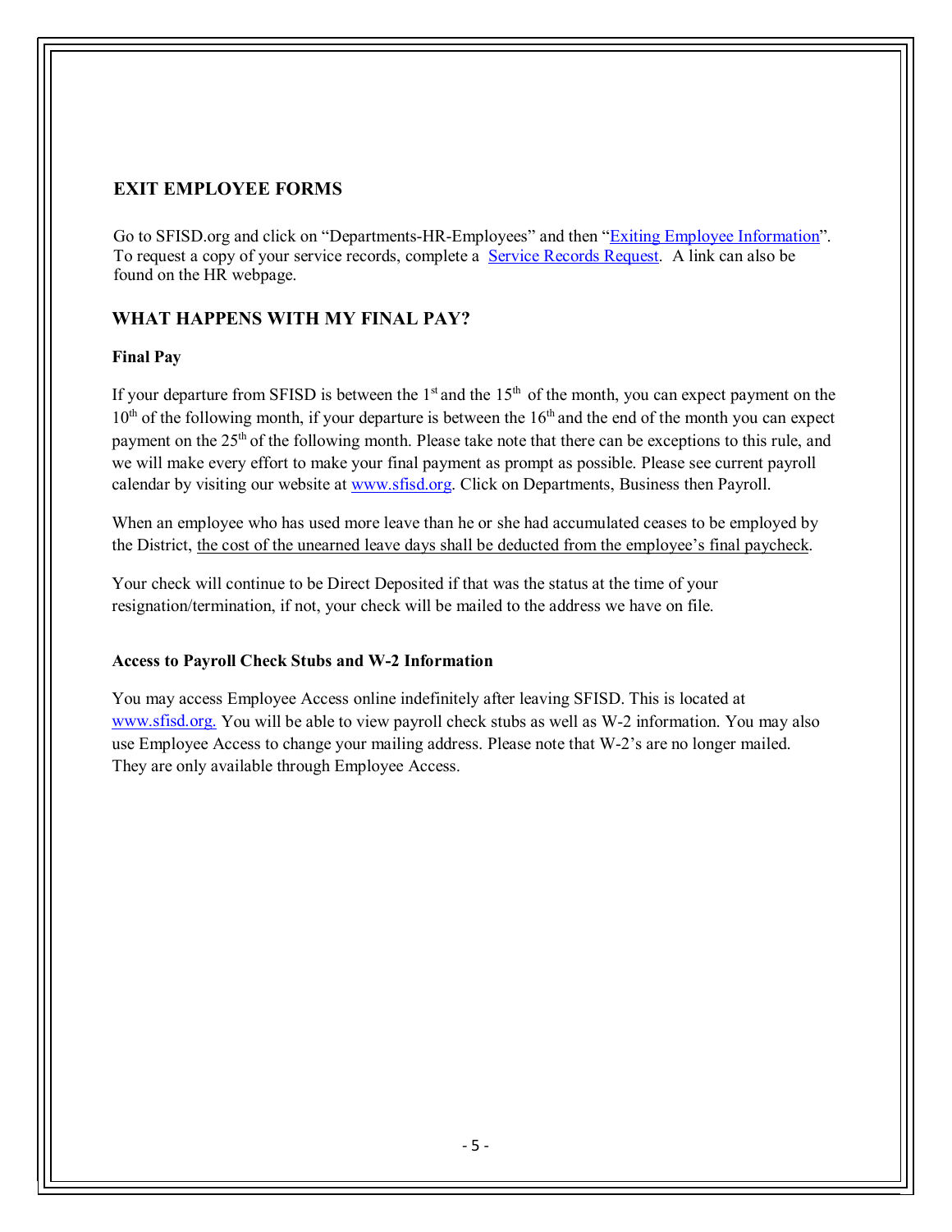## EXIT EMPLOYEE FORMS

Go to SFISD.org and click on "Departments-HR-Employees" and then "Exiting Employee Information". To request a copy of your service records, complete a Service Records Request. A link can also be found on the HR webpage.

## WHAT HAPPENS WITH MY FINAL PAY?

### Final Pay

If your departure from SFISD is between the 1st and the 15th of the month, you can expect payment on the 10th of the following month, if your departure is between the 16th and the end of the month you can expect payment on the 25th of the following month. Please take note that there can be exceptions to this rule, and we will make every effort to make your final payment as prompt as possible. Please see current payroll calendar by visiting our website at www.sfisd.org. Click on Departments, Business then Payroll.

When an employee who has used more leave than he or she had accumulated ceases to be employed by the District, the cost of the unearned leave days shall be deducted from the employee's final paycheck.

Your check will continue to be Direct Deposited if that was the status at the time of your resignation/termination, if not, your check will be mailed to the address we have on file.

### Access to Payroll Check Stubs and W-2 Information

You may access Employee Access online indefinitely after leaving SFISD. This is located at www.sfisd.org. You will be able to view payroll check stubs as well as W-2 information. You may also use Employee Access to change your mailing address. Please note that W-2's are no longer mailed. They are only available through Employee Access.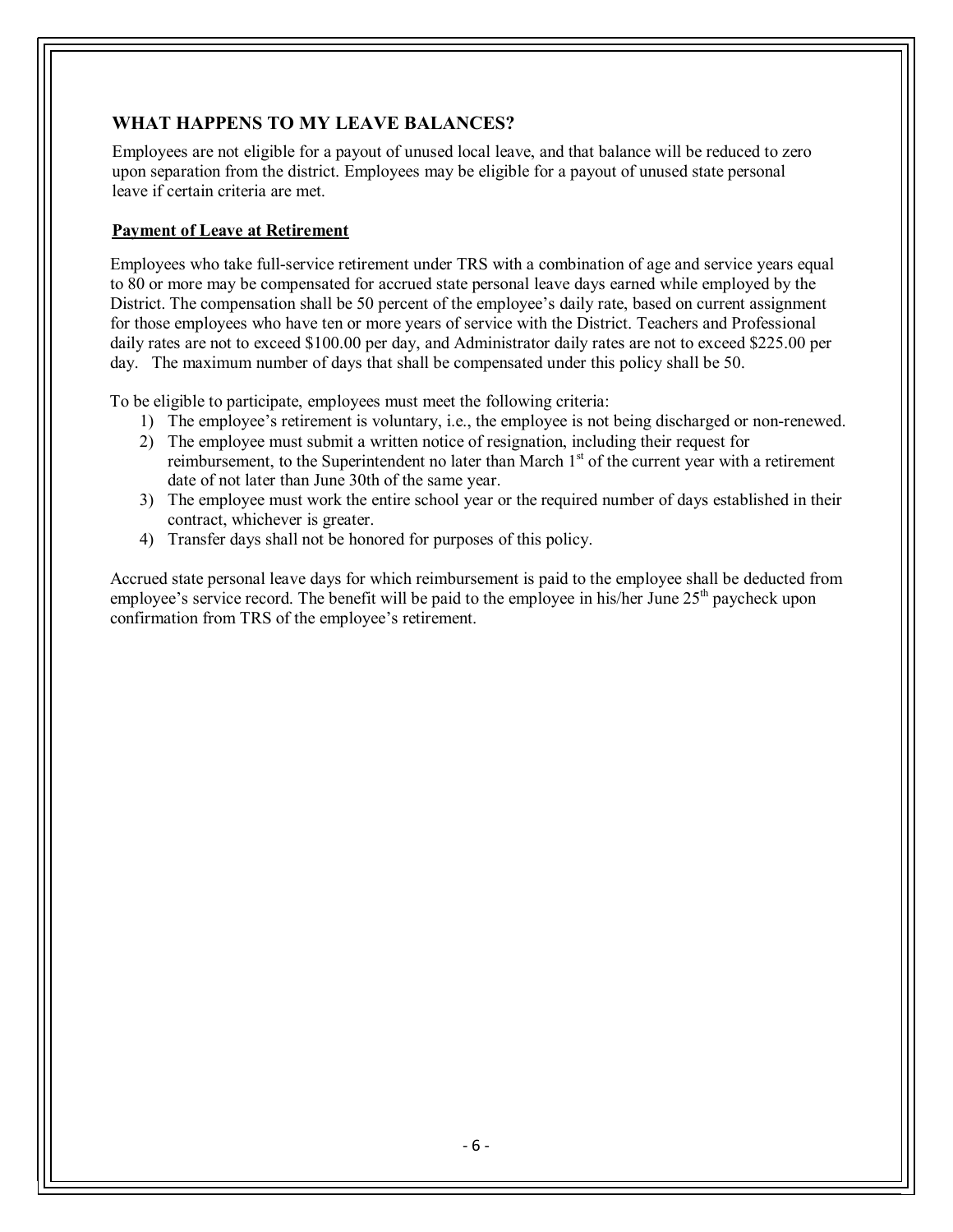## WHAT HAPPENS TO MY LEAVE BALANCES?

Employees are not eligible for a payout of unused local leave, and that balance will be reduced to zero upon separation from the district. Employees may be eligible for a payout of unused state personal leave if certain criteria are met.

### Payment of Leave at Retirement

Employees who take full-service retirement under TRS with a combination of age and service years equal to 80 or more may be compensated for accrued state personal leave days earned while employed by the District. The compensation shall be 50 percent of the employee's daily rate, based on current assignment for those employees who have ten or more years of service with the District. Teachers and Professional daily rates are not to exceed $100.00 per day, and Administrator daily rates are not to exceed $225.00 per day. The maximum number of days that shall be compensated under this policy shall be 50.

To be eligible to participate, employees must meet the following criteria:

1) The employee's retirement is voluntary, i.e., the employee is not being discharged or non-renewed.
2) The employee must submit a written notice of resignation, including their request for reimbursement, to the Superintendent no later than March 1st of the current year with a retirement date of not later than June 30th of the same year.
3) The employee must work the entire school year or the required number of days established in their contract, whichever is greater.
4) Transfer days shall not be honored for purposes of this policy.

Accrued state personal leave days for which reimbursement is paid to the employee shall be deducted from employee's service record. The benefit will be paid to the employee in his/her June 25th paycheck upon confirmation from TRS of the employee's retirement.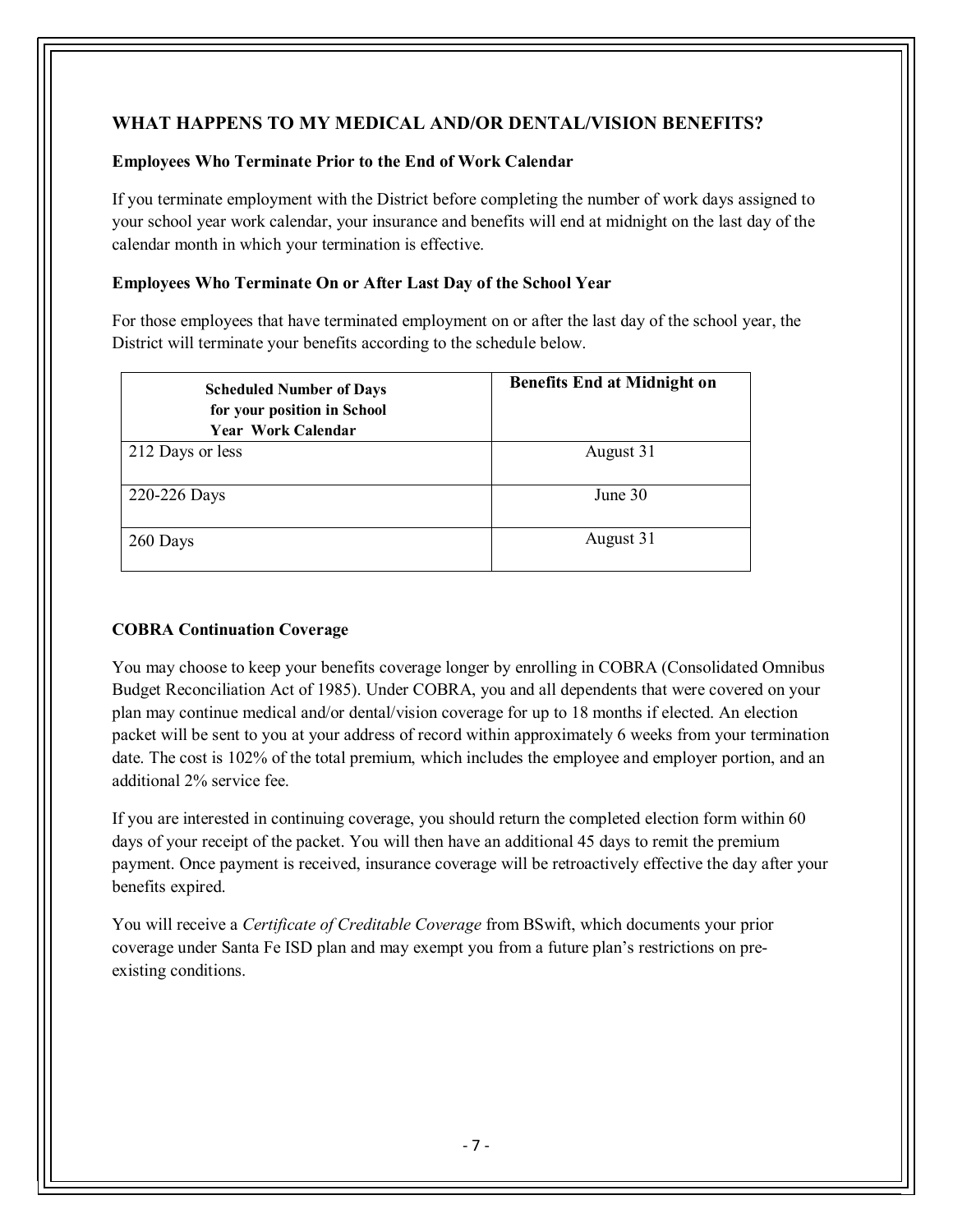## WHAT HAPPENS TO MY MEDICAL AND/OR DENTAL/VISION BENEFITS?

**Employees Who Terminate Prior to the End of Work Calendar**

If you terminate employment with the District before completing the number of work days assigned to your school year work calendar, your insurance and benefits will end at midnight on the last day of the calendar month in which your termination is effective.

**Employees Who Terminate On or After Last Day of the School Year**

For those employees that have terminated employment on or after the last day of the school year, the District will terminate your benefits according to the schedule below.

| Scheduled Number of Days for your position in School Year Work Calendar | Benefits End at Midnight on |
|---|---|
| 212 Days or less | August 31 |
| 220-226 Days | June 30 |
| 260 Days | August 31 |

**COBRA Continuation Coverage**

You may choose to keep your benefits coverage longer by enrolling in COBRA (Consolidated Omnibus Budget Reconciliation Act of 1985). Under COBRA, you and all dependents that were covered on your plan may continue medical and/or dental/vision coverage for up to 18 months if elected. An election packet will be sent to you at your address of record within approximately 6 weeks from your termination date. The cost is 102% of the total premium, which includes the employee and employer portion, and an additional 2% service fee.

If you are interested in continuing coverage, you should return the completed election form within 60 days of your receipt of the packet. You will then have an additional 45 days to remit the premium payment. Once payment is received, insurance coverage will be retroactively effective the day after your benefits expired.

You will receive a *Certificate of Creditable Coverage* from BSwift, which documents your prior coverage under Santa Fe ISD plan and may exempt you from a future plan's restrictions on pre-existing conditions.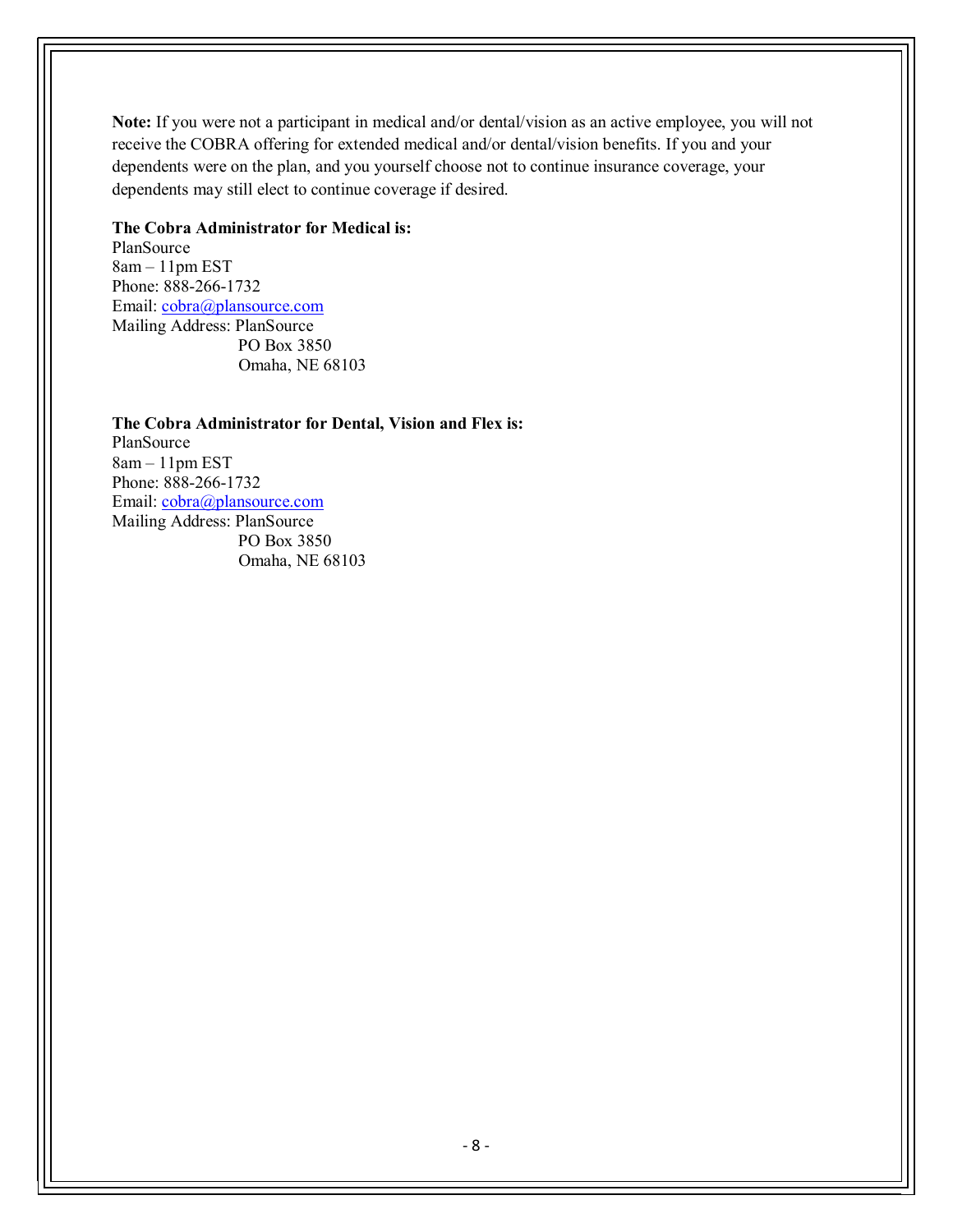**Note:** If you were not a participant in medical and/or dental/vision as an active employee, you will not receive the COBRA offering for extended medical and/or dental/vision benefits. If you and your dependents were on the plan, and you yourself choose not to continue insurance coverage, your dependents may still elect to continue coverage if desired.

**The Cobra Administrator for Medical is:**
PlanSource
8am – 11pm EST
Phone: 888-266-1732
Email: cobra@plansource.com
Mailing Address: PlanSource
PO Box 3850
Omaha, NE 68103

**The Cobra Administrator for Dental, Vision and Flex is:**
PlanSource
8am – 11pm EST
Phone: 888-266-1732
Email: cobra@plansource.com
Mailing Address: PlanSource
PO Box 3850
Omaha, NE 68103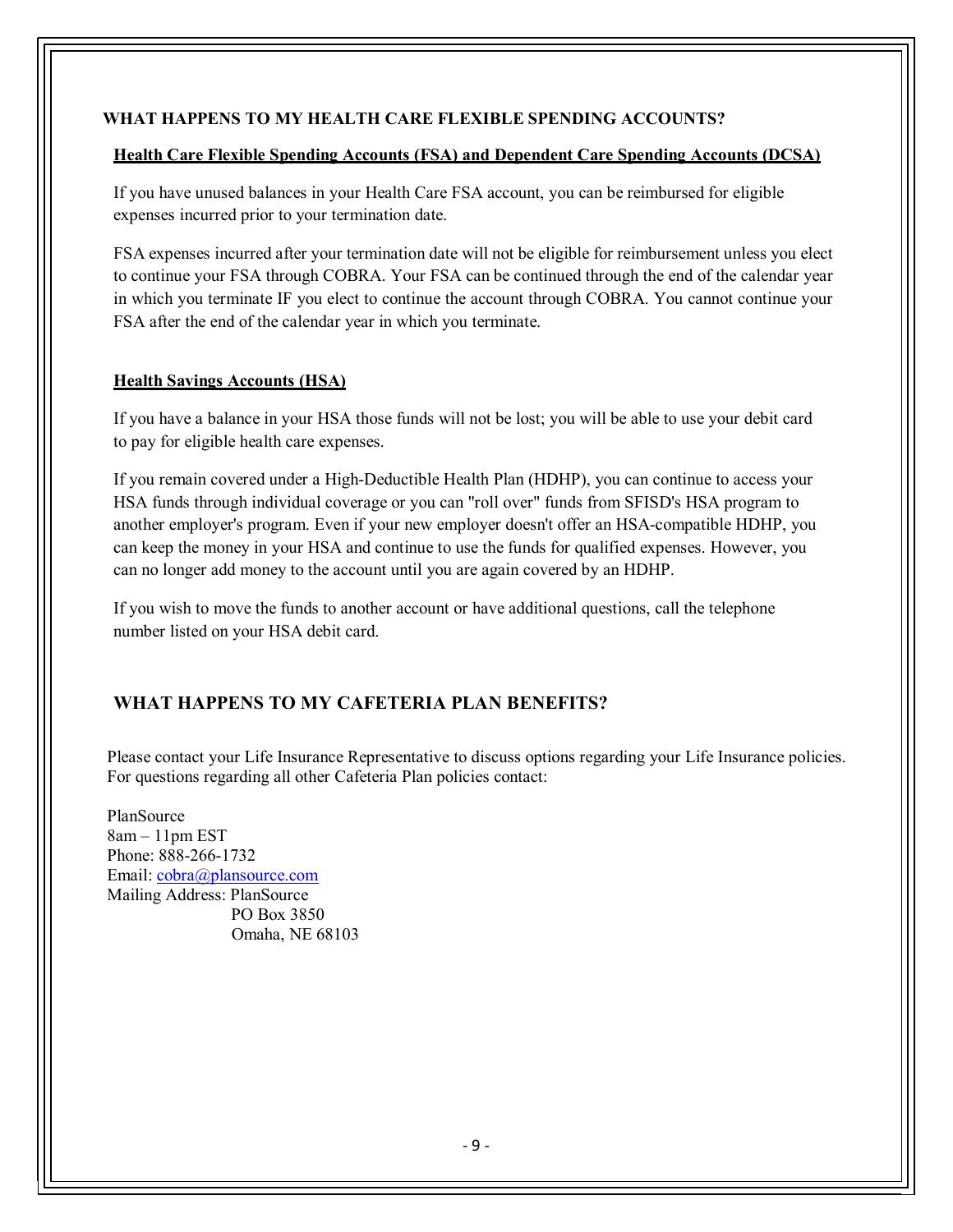## WHAT HAPPENS TO MY HEALTH CARE FLEXIBLE SPENDING ACCOUNTS?

### Health Care Flexible Spending Accounts (FSA) and Dependent Care Spending Accounts (DCSA)

If you have unused balances in your Health Care FSA account, you can be reimbursed for eligible expenses incurred prior to your termination date.

FSA expenses incurred after your termination date will not be eligible for reimbursement unless you elect to continue your FSA through COBRA. Your FSA can be continued through the end of the calendar year in which you terminate IF you elect to continue the account through COBRA. You cannot continue your FSA after the end of the calendar year in which you terminate.

### Health Savings Accounts (HSA)

If you have a balance in your HSA those funds will not be lost; you will be able to use your debit card to pay for eligible health care expenses.

If you remain covered under a High-Deductible Health Plan (HDHP), you can continue to access your HSA funds through individual coverage or you can "roll over" funds from SFISD's HSA program to another employer's program. Even if your new employer doesn't offer an HSA-compatible HDHP, you can keep the money in your HSA and continue to use the funds for qualified expenses. However, you can no longer add money to the account until you are again covered by an HDHP.

If you wish to move the funds to another account or have additional questions, call the telephone number listed on your HSA debit card.

## WHAT HAPPENS TO MY CAFETERIA PLAN BENEFITS?

Please contact your Life Insurance Representative to discuss options regarding your Life Insurance policies. For questions regarding all other Cafeteria Plan policies contact:

PlanSource
8am – 11pm EST
Phone: 888-266-1732
Email: cobra@plansource.com
Mailing Address: PlanSource
PO Box 3850
Omaha, NE 68103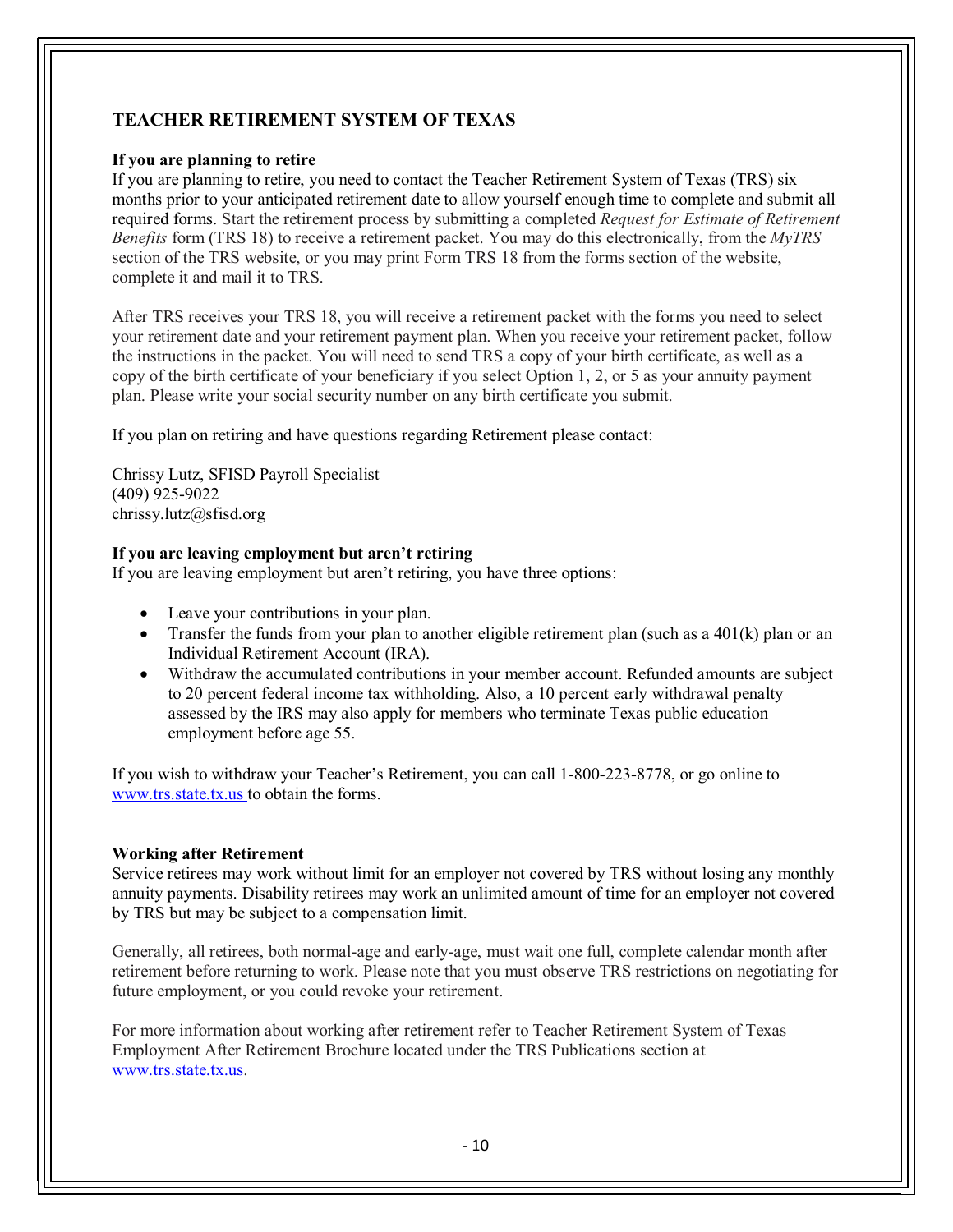## TEACHER RETIREMENT SYSTEM OF TEXAS

**If you are planning to retire**

If you are planning to retire, you need to contact the Teacher Retirement System of Texas (TRS) six months prior to your anticipated retirement date to allow yourself enough time to complete and submit all required forms. Start the retirement process by submitting a completed *Request for Estimate of Retirement Benefits* form (TRS 18) to receive a retirement packet. You may do this electronically, from the *MyTRS* section of the TRS website, or you may print Form TRS 18 from the forms section of the website, complete it and mail it to TRS.

After TRS receives your TRS 18, you will receive a retirement packet with the forms you need to select your retirement date and your retirement payment plan. When you receive your retirement packet, follow the instructions in the packet. You will need to send TRS a copy of your birth certificate, as well as a copy of the birth certificate of your beneficiary if you select Option 1, 2, or 5 as your annuity payment plan. Please write your social security number on any birth certificate you submit.

If you plan on retiring and have questions regarding Retirement please contact:

Chrissy Lutz, SFISD Payroll Specialist
(409) 925-9022
chrissy.lutz@sfisd.org

**If you are leaving employment but aren't retiring**

If you are leaving employment but aren't retiring, you have three options:

- Leave your contributions in your plan.
- Transfer the funds from your plan to another eligible retirement plan (such as a 401(k) plan or an Individual Retirement Account (IRA).
- Withdraw the accumulated contributions in your member account. Refunded amounts are subject to 20 percent federal income tax withholding. Also, a 10 percent early withdrawal penalty assessed by the IRS may also apply for members who terminate Texas public education employment before age 55.

If you wish to withdraw your Teacher's Retirement, you can call 1-800-223-8778, or go online to www.trs.state.tx.us to obtain the forms.

**Working after Retirement**

Service retirees may work without limit for an employer not covered by TRS without losing any monthly annuity payments. Disability retirees may work an unlimited amount of time for an employer not covered by TRS but may be subject to a compensation limit.

Generally, all retirees, both normal-age and early-age, must wait one full, complete calendar month after retirement before returning to work. Please note that you must observe TRS restrictions on negotiating for future employment, or you could revoke your retirement.

For more information about working after retirement refer to Teacher Retirement System of Texas Employment After Retirement Brochure located under the TRS Publications section at www.trs.state.tx.us.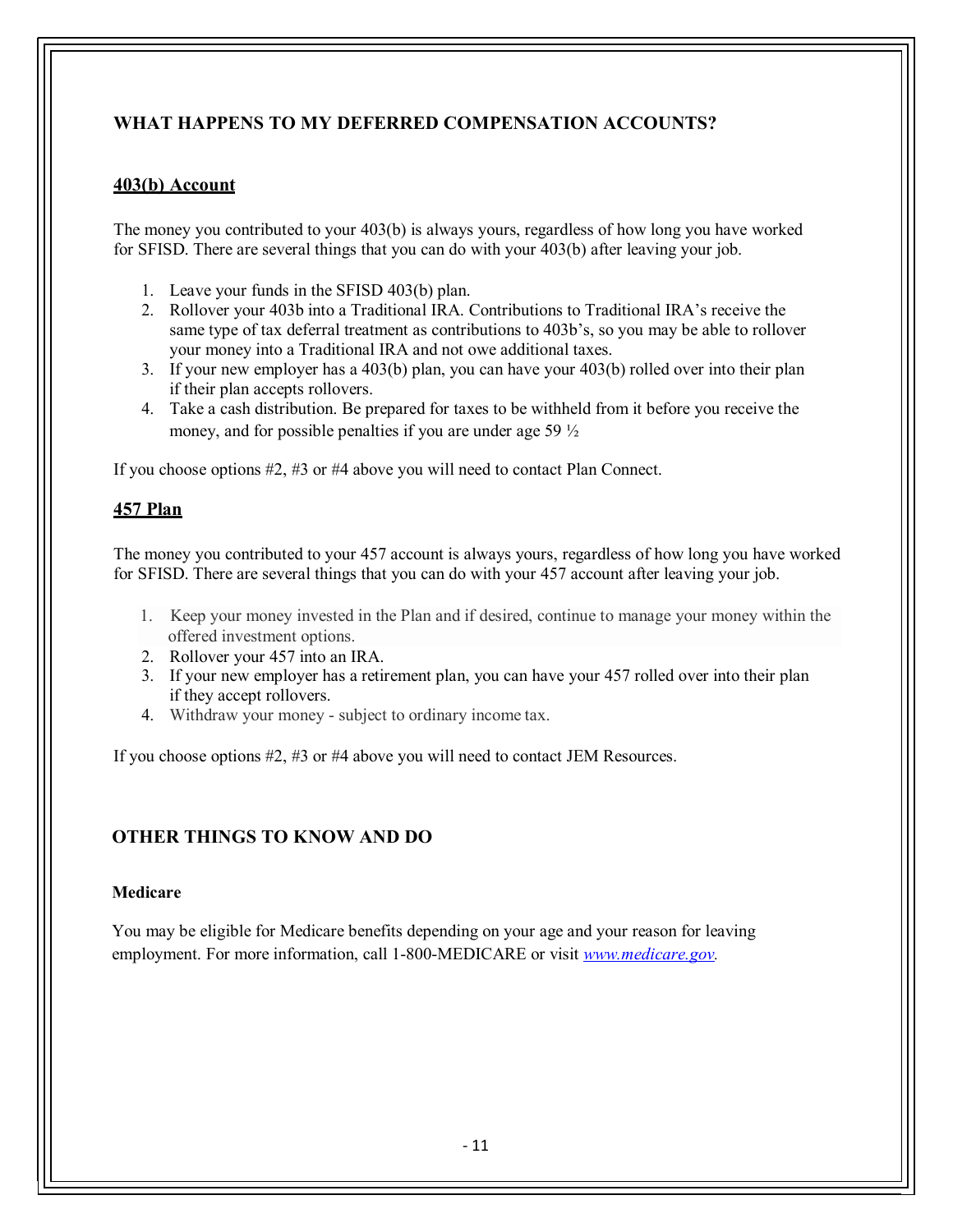## WHAT HAPPENS TO MY DEFERRED COMPENSATION ACCOUNTS?

### 403(b) Account

The money you contributed to your 403(b) is always yours, regardless of how long you have worked for SFISD. There are several things that you can do with your 403(b) after leaving your job.

1. Leave your funds in the SFISD 403(b) plan.
2. Rollover your 403b into a Traditional IRA. Contributions to Traditional IRA's receive the same type of tax deferral treatment as contributions to 403b's, so you may be able to rollover your money into a Traditional IRA and not owe additional taxes.
3. If your new employer has a 403(b) plan, you can have your 403(b) rolled over into their plan if their plan accepts rollovers.
4. Take a cash distribution. Be prepared for taxes to be withheld from it before you receive the money, and for possible penalties if you are under age 59 ½

If you choose options #2, #3 or #4 above you will need to contact Plan Connect.

### 457 Plan

The money you contributed to your 457 account is always yours, regardless of how long you have worked for SFISD. There are several things that you can do with your 457 account after leaving your job.

1. Keep your money invested in the Plan and if desired, continue to manage your money within the offered investment options.
2. Rollover your 457 into an IRA.
3. If your new employer has a retirement plan, you can have your 457 rolled over into their plan if they accept rollovers.
4. Withdraw your money - subject to ordinary income tax.

If you choose options #2, #3 or #4 above you will need to contact JEM Resources.

## OTHER THINGS TO KNOW AND DO

### Medicare

You may be eligible for Medicare benefits depending on your age and your reason for leaving employment. For more information, call 1-800-MEDICARE or visit *www.medicare.gov*.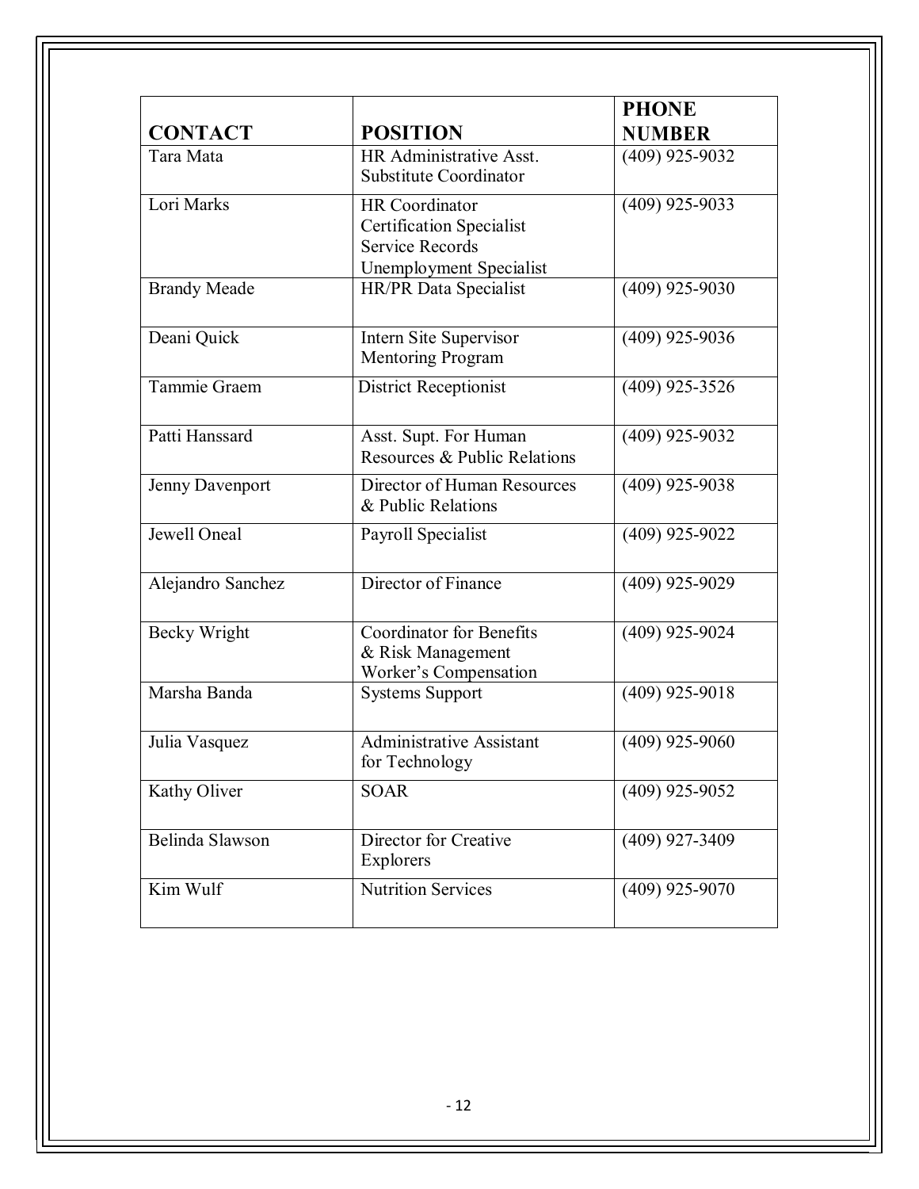| CONTACT | POSITION | PHONE NUMBER |
|---|---|---|
| Tara Mata | HR Administrative Asst.<br>Substitute Coordinator | (409) 925-9032 |
| Lori Marks | HR Coordinator<br>Certification Specialist<br>Service Records<br>Unemployment Specialist | (409) 925-9033 |
| Brandy Meade | HR/PR Data Specialist | (409) 925-9030 |
| Deani Quick | Intern Site Supervisor<br>Mentoring Program | (409) 925-9036 |
| Tammie Graem | District Receptionist | (409) 925-3526 |
| Patti Hanssard | Asst. Supt. For Human Resources & Public Relations | (409) 925-9032 |
| Jenny Davenport | Director of Human Resources & Public Relations | (409) 925-9038 |
| Jewell Oneal | Payroll Specialist | (409) 925-9022 |
| Alejandro Sanchez | Director of Finance | (409) 925-9029 |
| Becky Wright | Coordinator for Benefits & Risk Management<br>Worker's Compensation | (409) 925-9024 |
| Marsha Banda | Systems Support | (409) 925-9018 |
| Julia Vasquez | Administrative Assistant for Technology | (409) 925-9060 |
| Kathy Oliver | SOAR | (409) 925-9052 |
| Belinda Slawson | Director for Creative Explorers | (409) 927-3409 |
| Kim Wulf | Nutrition Services | (409) 925-9070 |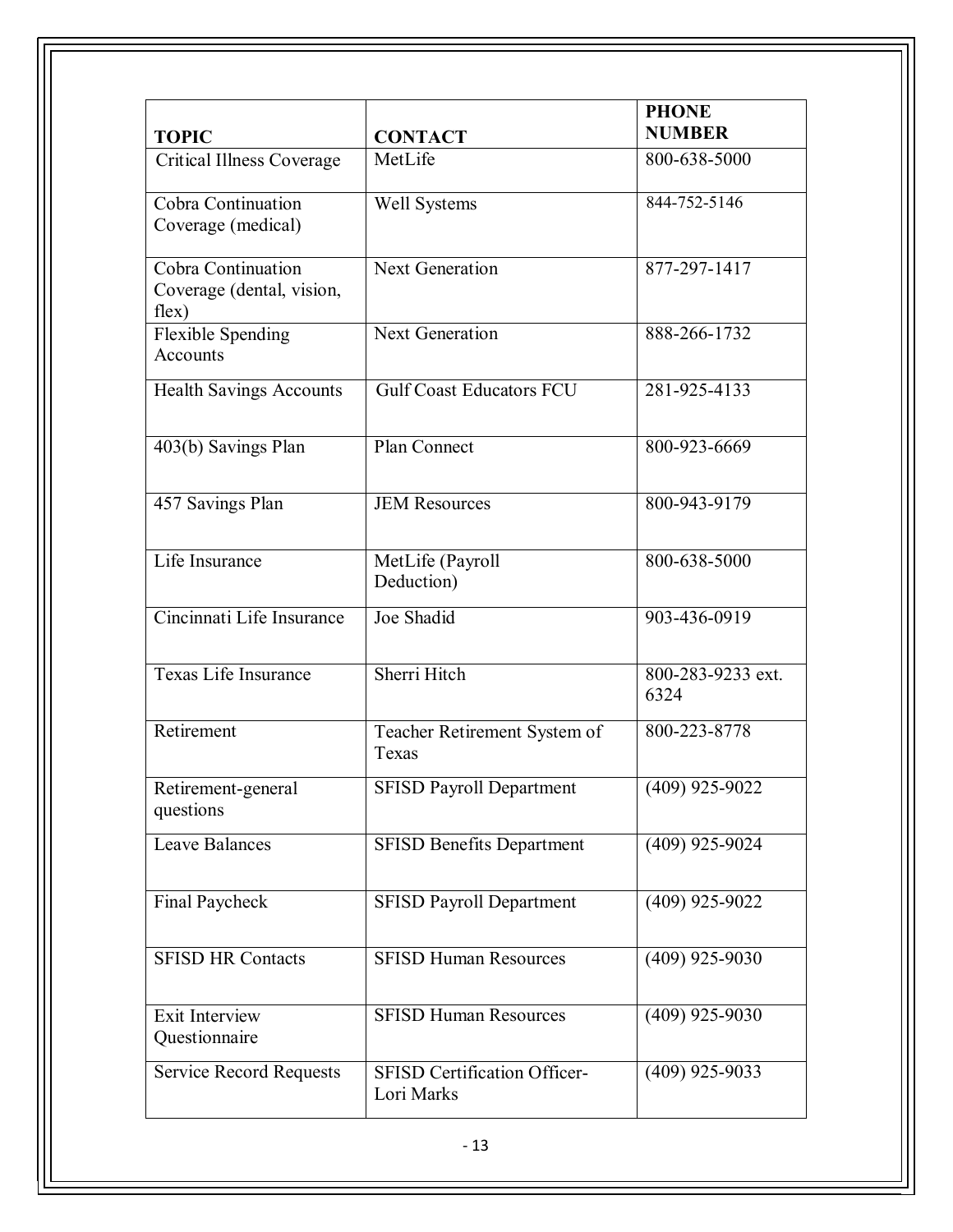| TOPIC | CONTACT | PHONE NUMBER |
|---|---|---|
| Critical Illness Coverage | MetLife | 800-638-5000 |
| Cobra Continuation Coverage (medical) | Well Systems | 844-752-5146 |
| Cobra Continuation Coverage (dental, vision, flex) | Next Generation | 877-297-1417 |
| Flexible Spending Accounts | Next Generation | 888-266-1732 |
| Health Savings Accounts | Gulf Coast Educators FCU | 281-925-4133 |
| 403(b) Savings Plan | Plan Connect | 800-923-6669 |
| 457 Savings Plan | JEM Resources | 800-943-9179 |
| Life Insurance | MetLife (Payroll Deduction) | 800-638-5000 |
| Cincinnati Life Insurance | Joe Shadid | 903-436-0919 |
| Texas Life Insurance | Sherri Hitch | 800-283-9233 ext. 6324 |
| Retirement | Teacher Retirement System of Texas | 800-223-8778 |
| Retirement-general questions | SFISD Payroll Department | (409) 925-9022 |
| Leave Balances | SFISD Benefits Department | (409) 925-9024 |
| Final Paycheck | SFISD Payroll Department | (409) 925-9022 |
| SFISD HR Contacts | SFISD Human Resources | (409) 925-9030 |
| Exit Interview Questionnaire | SFISD Human Resources | (409) 925-9030 |
| Service Record Requests | SFISD Certification Officer-Lori Marks | (409) 925-9033 |